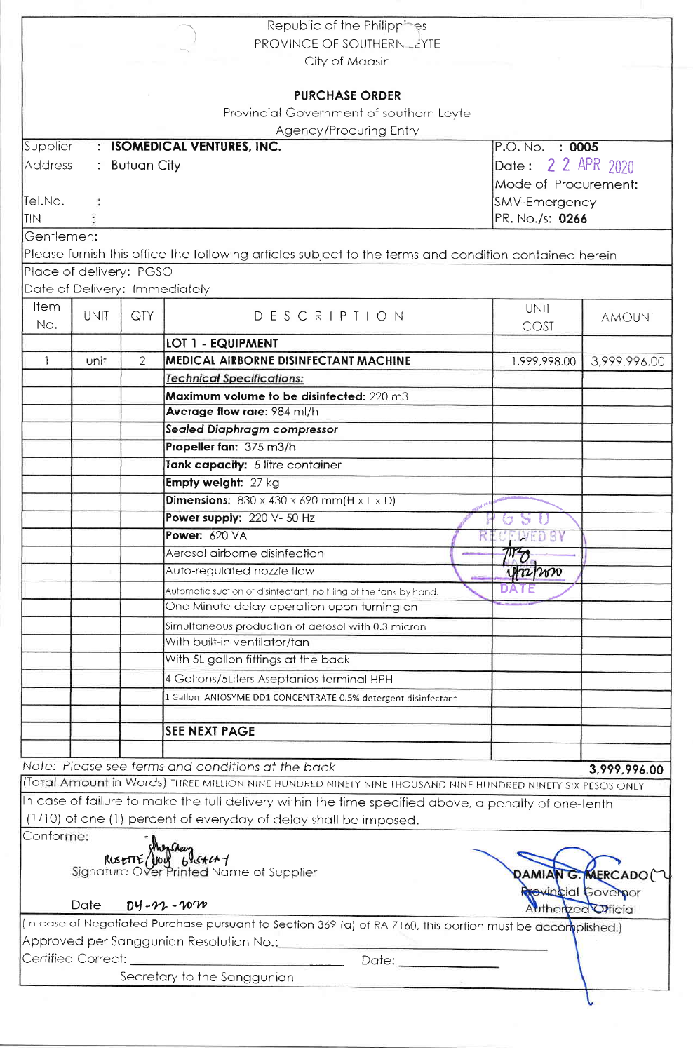Republic of the Philippines
PROVINCE OF SOUTHERN LEYTE
City of Maasin

**PURCHASE ORDER**

Provincial Government of southern Leyte
Agency/Procuring Entry

| | |
|---|---|
| Supplier : **ISOMEDICAL VENTURES, INC.** | P.O. No. : **0005** |
| Address : Butuan City | Date : 22 APR 2020 |
| | Mode of Procurement: |
| Tel.No. : | SMV-Emergency |
| TIN : | PR. No./s: **0266** |

Gentlemen:

Please furnish this office the following articles subject to the terms and condition contained herein

Place of delivery: PGSO

Date of Delivery: Immediately

| Item No. | UNIT | QTY | DESCRIPTION | UNIT COST | AMOUNT |
|---|---|---|---|---|---|
| | | | **LOT 1 - EQUIPMENT** | | |
| 1 | unit | 2 | **MEDICAL AIRBORNE DISINFECTANT MACHINE** | 1,999,998.00 | 3,999,996.00 |
| | | | ***Technical Specifications:*** | | |
| | | | **Maximum volume to be disinfected:** 220 m3 | | |
| | | | **Average flow rare:** 984 ml/h | | |
| | | | ***Sealed Diaphragm compressor*** | | |
| | | | **Propeller fan:** 375 m3/h | | |
| | | | **Tank capacity:** *5 litre container* | | |
| | | | **Empty weight:** 27 kg | | |
| | | | **Dimensions:** 830 x 430 x 690 mm(H x L x D) | | |
| | | | **Power supply:** 220 V- 50 Hz | | |
| | | | **Power:** 620 VA | | |
| | | | Aerosol airborne disinfection | | |
| | | | Auto-regulated nozzle flow | | |
| | | | Automatic suction of disinfectant, no filling of the tank by hand. | | |
| | | | One Minute delay operation upon turning on | | |
| | | | Simultaneous production of aerosol with 0.3 micron | | |
| | | | With built-in ventilator/fan | | |
| | | | With 5L gallon fittings at the back | | |
| | | | 4 Gallons/5Liters Aseptanios terminal HPH | | |
| | | | 1 Gallon ANIOSYME DD1 CONCENTRATE 0.5% detergent disinfectant | | |
| | | | | | |
| | | | **SEE NEXT PAGE** | | |

PGSD RECEIVED BY: [signature] 04/22/2020 DATE

*Note: Please see terms and conditions at the back* **3,999,996.00**

(Total Amount in Words) THREE MILLION NINE HUNDRED NINETY NINE THOUSAND NINE HUNDRED NINETY SIX PESOS ONLY

In case of failure to make the full delivery within the time specified above, a penalty of one-tenth (1/10) of one (1) percent of everyday of delay shall be imposed.

Conforme:

[signature] ROSETTE JOY GUSTAT
Signature Over Printed Name of Supplier

Date 04-22-2020

[signature]
**DAMIAN G. MERCADO**
Provincial Governor
Authorized Official

(In case of Negotiated Purchase pursuant to Section 369 (a) of RA 7160, this portion must be accomplished.)

Approved per Sanggunian Resolution No.:________________

Certified Correct: ________________ Date: __________

Secretary to the Sanggunian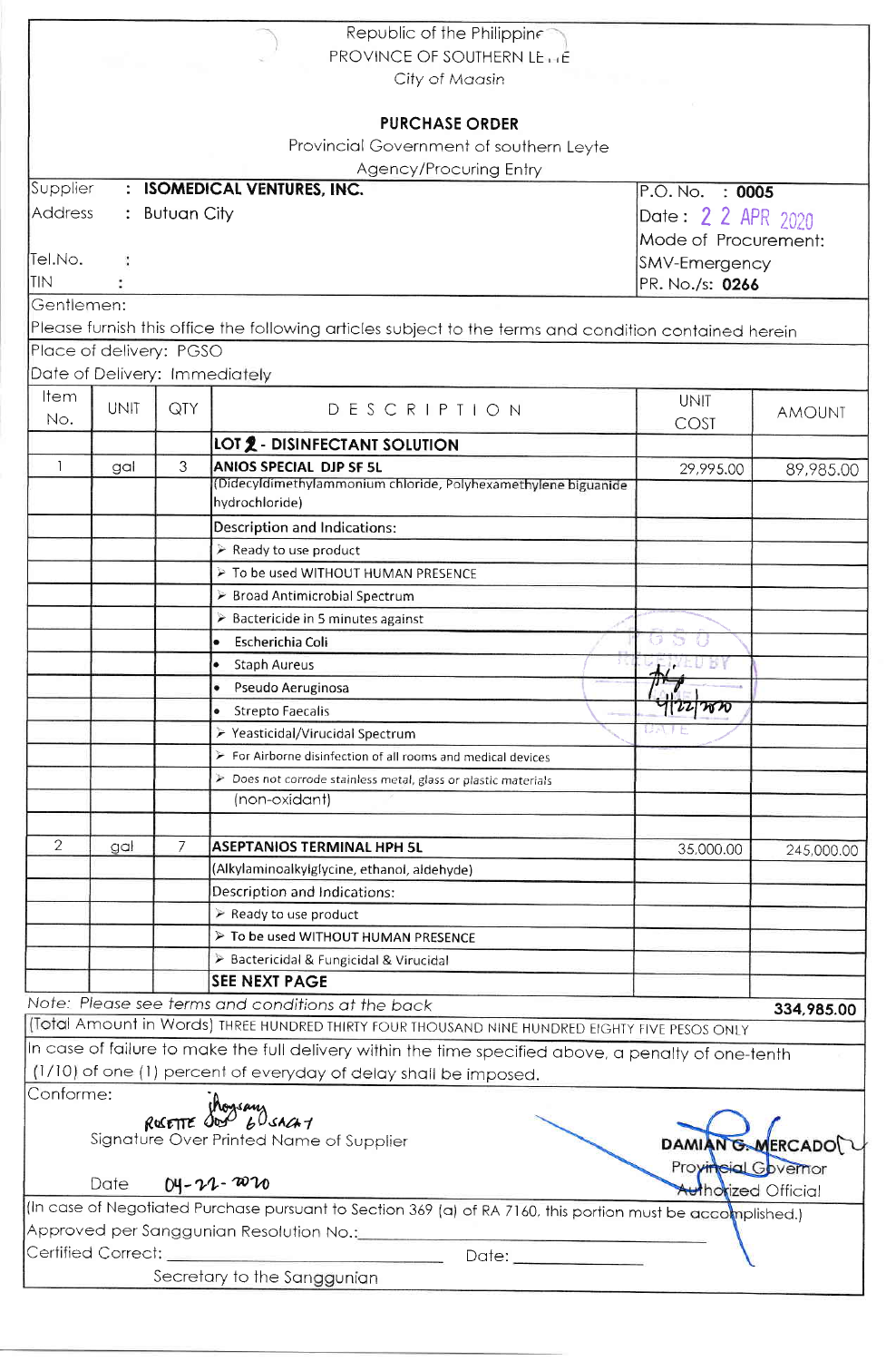Republic of the Philippines
PROVINCE OF SOUTHERN LEYTE
City of Maasin

## PURCHASE ORDER

Provincial Government of southern Leyte
Agency/Procuring Entry

| | | |
|---|---|---|
| Supplier | : **ISOMEDICAL VENTURES, INC.** | P.O. No. : **0005** |
| Address | : Butuan City | Date : 22 APR 2020 |
| | | Mode of Procurement: |
| Tel.No. | : | SMV-Emergency |
| TIN | : | PR. No./s: **0266** |

Gentlemen:

Please furnish this office the following articles subject to the terms and condition contained herein

Place of delivery: PGSO

Date of Delivery: Immediately

| Item No. | UNIT | QTY | DESCRIPTION | UNIT COST | AMOUNT |
|---|---|---|---|---|---|
| | | | **LOT 2 - DISINFECTANT SOLUTION** | | |
| 1 | gal | 3 | **ANIOS SPECIAL DJP SF 5L** | 29,995.00 | 89,985.00 |
| | | | (Didecyldimethylammonium chloride, Polyhexamethylene biguanide hydrochloride) | | |
| | | | Description and Indications: | | |
| | | | ➢ Ready to use product | | |
| | | | ➢ To be used WITHOUT HUMAN PRESENCE | | |
| | | | ➢ Broad Antimicrobial Spectrum | | |
| | | | ➢ Bactericide in 5 minutes against | | |
| | | | • Escherichia Coli | | |
| | | | • Staph Aureus | | |
| | | | • Pseudo Aeruginosa | | |
| | | | • Strepto Faecalis | | |
| | | | ➢ Yeasticidal/Virucidal Spectrum | | |
| | | | ➢ For Airborne disinfection of all rooms and medical devices | | |
| | | | ➢ Does not corrode stainless metal, glass or plastic materials (non-oxidant) | | |
| | | | | | |
| 2 | gal | 7 | **ASEPTANIOS TERMINAL HPH 5L** | 35,000.00 | 245,000.00 |
| | | | (Alkylaminoalkylglycine, ethanol, aldehyde) | | |
| | | | Description and Indications: | | |
| | | | ➢ Ready to use product | | |
| | | | ➢ To be used WITHOUT HUMAN PRESENCE | | |
| | | | ➢ Bactericidal & Fungicidal & Virucidal | | |
| | | | **SEE NEXT PAGE** | | |

*Note: Please see terms and conditions at the back* **334,985.00**

(Total Amount in Words) THREE HUNDRED THIRTY FOUR THOUSAND NINE HUNDRED EIGHTY FIVE PESOS ONLY

In case of failure to make the full delivery within the time specified above, a penalty of one-tenth (1/10) of one (1) percent of everyday of delay shall be imposed.

Conforme:

ROSETTE DOT LOSACAY
Signature Over Printed Name of Supplier

Date 04-22-2020

**DAMIAN G. MERCADO**
Provincial Governor
Authorized Official

(In case of Negotiated Purchase pursuant to Section 369 (a) of RA 7160, this portion must be accomplished.)

Approved per Sanggunian Resolution No.: ______________________

Certified Correct: ______________________ Date: ______________

Secretary to the Sanggunian

PGSO RECEIVED BY: 4/22/2020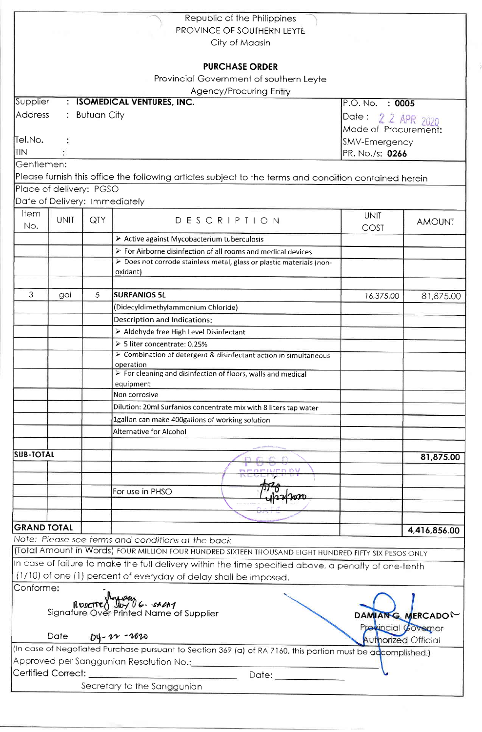Republic of the Philippines
PROVINCE OF SOUTHERN LEYTE
City of Maasin

## PURCHASE ORDER

Provincial Government of southern Leyte
Agency/Procuring Entry

| | |
|---|---|
| Supplier : **ISOMEDICAL VENTURES, INC.** | P.O. No. : **0005** |
| Address : Butuan City | Date : 22 APR 2020 |
| | Mode of Procurement: |
| Tel.No. : | SMV-Emergency |
| TIN : | PR. No./s: **0266** |

Gentlemen:

Please furnish this office the following articles subject to the terms and condition contained herein

Place of delivery: PGSO

Date of Delivery: Immediately

| Item No. | UNIT | QTY | DESCRIPTION | UNIT COST | AMOUNT |
|---|---|---|---|---|---|
| | | | ➢ Active against Mycobacterium tuberculosis | | |
| | | | ➢ For Airborne disinfection of all rooms and medical devices | | |
| | | | ➢ Does not corrode stainless metal, glass or plastic materials (non-oxidant) | | |
| | | | | | |
| 3 | gal | 5 | **SURFANIOS 5L** | 16,375.00 | 81,875.00 |
| | | | (Didecyldimethylammonium Chloride) | | |
| | | | Description and Indications: | | |
| | | | ➢ Aldehyde free High Level Disinfectant | | |
| | | | ➢ 5 liter concentrate: 0.25% | | |
| | | | ➢ Combination of detergent & disinfectant action in simultaneous operation | | |
| | | | ➢ For cleaning and disinfection of floors, walls and medical equipment | | |
| | | | Non corrosive | | |
| | | | Dilution: 20ml Surfanios concentrate mix with 8 liters tap water | | |
| | | | 1gallon can make 400gallons of working solution | | |
| | | | Alternative for Alcohol | | |
| | | | | | |
| **SUB-TOTAL** | | | | | **81,875.00** |
| | | | | | |
| | | | For use in PHSO | | |
| | | | | | |
| **GRAND TOTAL** | | | | | **4,416,856.00** |

PGSO RECEIVED BY [signature] 4/22/2020 DATE

*Note: Please see terms and conditions at the back*

(Total Amount in Words) FOUR MILLION FOUR HUNDRED SIXTEEN THOUSAND EIGHT HUNDRED FIFTY SIX PESOS ONLY

In case of failure to make the full delivery within the time specified above, a penalty of one-tenth (1/10) of one (1) percent of everyday of delay shall be imposed.

Conforme:

[signature] Rosette Joy G. Salay
Signature Over Printed Name of Supplier

Date 04-22-2020

**DAMIAN G. MERCADO**
Provincial Governor
Authorized Official

(In case of Negotiated Purchase pursuant to Section 369 (a) of RA 7160, this portion must be accomplished.)

Approved per Sanggunian Resolution No.:____________________

Certified Correct: ____________________ Date: ____________

Secretary to the Sanggunian